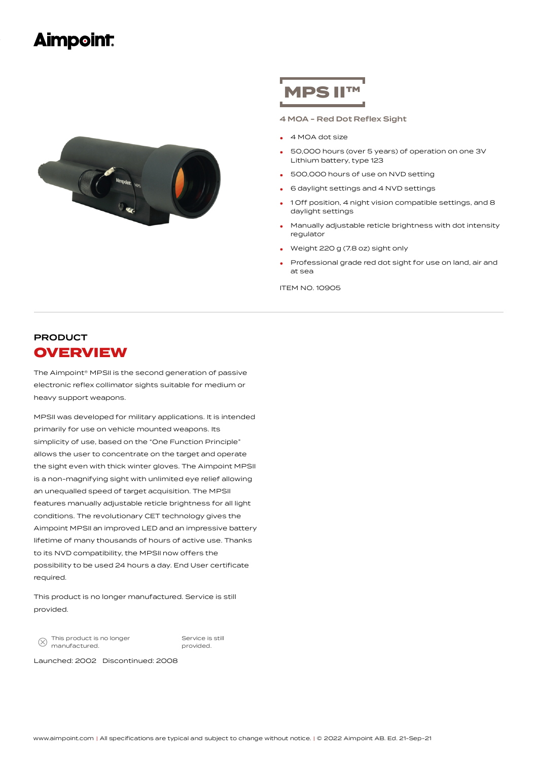Aimpoint.

# MPS II™

**4 MOA - Red Dot Reflex Sight**

- 4 MOA dot size
- 50,000 hours (over 5 years) of operation on one 3V Lithium battery, type 123
- 500,000 hours of use on NVD setting
- 6 daylight settings and 4 NVD settings
- 1 Off position, 4 night vision compatible settings, and 8 daylight settings
- Manually adjustable reticle brightness with dot intensity regulator
- Weight 220 g (7.8 oz) sight only
- Professional grade red dot sight for use on land, air and at sea

ITEM NO. 10905

## PRODUCT OVERVIEW

The Aimpoint® MPSII is the second generation of passive electronic reflex collimator sights suitable for medium or heavy support weapons.

MPSII was developed for military applications. It is intended primarily for use on vehicle mounted weapons. Its simplicity of use, based on the "One Function Principle" allows the user to concentrate on the target and operate the sight even with thick winter gloves. The Aimpoint MPSII is a non-magnifying sight with unlimited eye relief allowing an unequalled speed of target acquisition. The MPSII features manually adjustable reticle brightness for all light conditions. The revolutionary CET technology gives the Aimpoint MPSII an improved LED and an impressive battery lifetime of many thousands of hours of active use. Thanks to its NVD compatibility, the MPSII now offers the possibility to be used 24 hours a day. End User certificate required.

This product is no longer manufactured. Service is still provided.

This product is no longer manufactured. Service is still provided.

Launched: 2002 Discontinued: 2008

www.aimpoint.com | All specifications are typical and subject to change without notice. | © 2022 Aimpoint AB. Ed. 21-Sep-21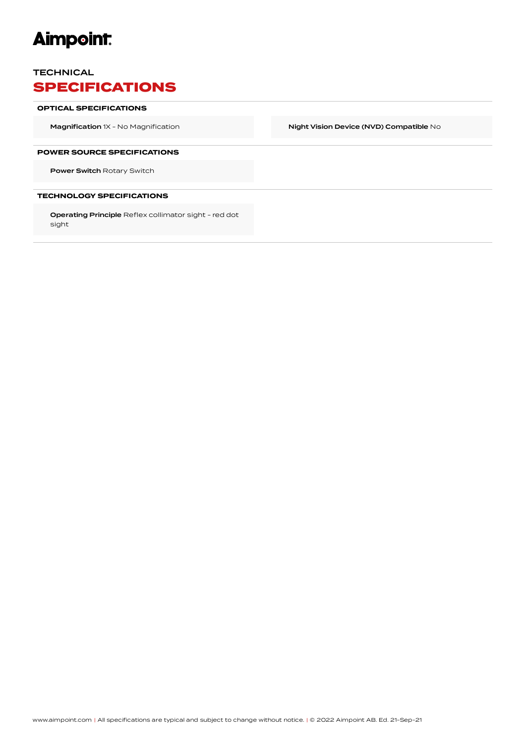Aimpoint

TECHNICAL

# SPECIFICATIONS

### OPTICAL SPECIFICATIONS

**Magnification** 1X - No Magnification

**Night Vision Device (NVD) Compatible** No

### POWER SOURCE SPECIFICATIONS

**Power Switch** Rotary Switch

### TECHNOLOGY SPECIFICATIONS

**Operating Principle** Reflex collimator sight - red dot sight

www.aimpoint.com | All specifications are typical and subject to change without notice. | © 2022 Aimpoint AB. Ed. 21-Sep-21